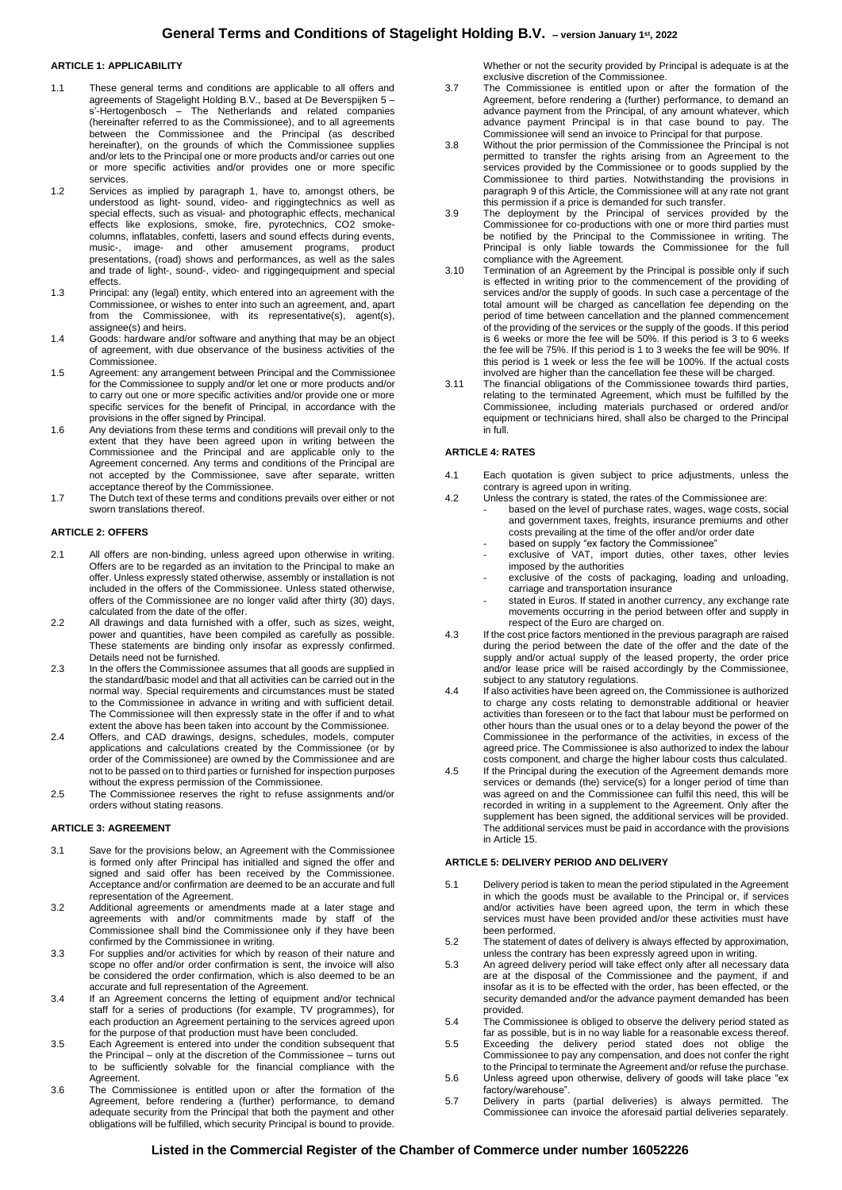# General Terms and Conditions of Stagelight Holding B.V. – version January 1st, 2022

## ARTICLE 1: APPLICABILITY

1.1 These general terms and conditions are applicable to all offers and agreements of Stagelight Holding B.V., based at De Beverspijken 5 – s'-Hertogenbosch – The Netherlands and related companies (hereinafter referred to as the Commissionee), and to all agreements between the Commissionee and the Principal (as described hereinafter), on the grounds of which the Commissionee supplies and/or lets to the Principal one or more products and/or carries out one or more specific activities and/or provides one or more specific services.

1.2 Services as implied by paragraph 1, have to, amongst others, be understood as light- sound, video- and riggingtechnics as well as special effects, such as visual- and photographic effects, mechanical effects like explosions, smoke, fire, pyrotechnics, CO2 smoke-columns, inflatables, confetti, lasers and sound effects during events, music-, image- and other amusement programs, product presentations, (road) shows and performances, as well as the sales and trade of light-, sound-, video- and riggingequipment and special effects.

1.3 Principal: any (legal) entity, which entered into an agreement with the Commissionee, or wishes to enter into such an agreement, and, apart from the Commissionee, with its representative(s), agent(s), assignee(s) and heirs.

1.4 Goods: hardware and/or software and anything that may be an object of agreement, with due observance of the business activities of the Commissionee.

1.5 Agreement: any arrangement between Principal and the Commissionee for the Commissionee to supply and/or let one or more products and/or to carry out one or more specific activities and/or provide one or more specific services for the benefit of Principal, in accordance with the provisions in the offer signed by Principal.

1.6 Any deviations from these terms and conditions will prevail only to the extent that they have been agreed upon in writing between the Commissionee and the Principal and are applicable only to the Agreement concerned. Any terms and conditions of the Principal are not accepted by the Commissionee, save after separate, written acceptance thereof by the Commissionee.

1.7 The Dutch text of these terms and conditions prevails over either or not sworn translations thereof.

## ARTICLE 2: OFFERS

2.1 All offers are non-binding, unless agreed upon otherwise in writing. Offers are to be regarded as an invitation to the Principal to make an offer. Unless expressly stated otherwise, assembly or installation is not included in the offers of the Commissionee. Unless stated otherwise, offers of the Commissionee are no longer valid after thirty (30) days, calculated from the date of the offer.

2.2 All drawings and data furnished with a offer, such as sizes, weight, power and quantities, have been compiled as carefully as possible. These statements are binding only insofar as expressly confirmed. Details need not be furnished.

2.3 In the offers the Commissionee assumes that all goods are supplied in the standard/basic model and that all activities can be carried out in the normal way. Special requirements and circumstances must be stated to the Commissionee in advance in writing and with sufficient detail. The Commissionee will then expressly state in the offer if and to what extent the above has been taken into account by the Commissionee.

2.4 Offers, and CAD drawings, designs, schedules, models, computer applications and calculations created by the Commissionee (or by order of the Commissionee) are owned by the Commissionee and are not to be passed on to third parties or furnished for inspection purposes without the express permission of the Commissionee.

2.5 The Commissionee reserves the right to refuse assignments and/or orders without stating reasons.

## ARTICLE 3: AGREEMENT

3.1 Save for the provisions below, an Agreement with the Commissionee is formed only after Principal has initialled and signed the offer and signed and said offer has been received by the Commissionee. Acceptance and/or confirmation are deemed to be an accurate and full representation of the Agreement.

3.2 Additional agreements or amendments made at a later stage and agreements with and/or commitments made by staff of the Commissionee shall bind the Commissionee only if they have been confirmed by the Commissionee in writing.

3.3 For supplies and/or activities for which by reason of their nature and scope no offer and/or order confirmation is sent, the invoice will also be considered the order confirmation, which is also deemed to be an accurate and full representation of the Agreement.

3.4 If an Agreement concerns the letting of equipment and/or technical staff for a series of productions (for example, TV programmes), for each production an Agreement pertaining to the services agreed upon for the purpose of that production must have been concluded.

3.5 Each Agreement is entered into under the condition subsequent that the Principal – only at the discretion of the Commissionee – turns out to be sufficiently solvable for the financial compliance with the Agreement.

3.6 The Commissionee is entitled upon or after the formation of the Agreement, before rendering a (further) performance, to demand adequate security from the Principal that both the payment and other obligations will be fulfilled, which security Principal is bound to provide. Whether or not the security provided by Principal is adequate is at the exclusive discretion of the Commissionee.

3.7 The Commissionee is entitled upon or after the formation of the Agreement, before rendering a (further) performance, to demand an advance payment from the Principal, of any amount whatever, which advance payment Principal is in that case bound to pay. The Commissionee will send an invoice to Principal for that purpose.

3.8 Without the prior permission of the Commissionee the Principal is not permitted to transfer the rights arising from an Agreement to the services provided by the Commissionee or to goods supplied by the Commissionee to third parties. Notwithstanding the provisions in paragraph 9 of this Article, the Commissionee will at any rate not grant this permission if a price is demanded for such transfer.

3.9 The deployment by the Principal of services provided by the Commissionee for co-productions with one or more third parties must be notified by the Principal to the Commissionee in writing. The Principal is only liable towards the Commissionee for the full compliance with the Agreement.

3.10 Termination of an Agreement by the Principal is possible only if such is effected in writing prior to the commencement of the providing of services and/or the supply of goods. In such case a percentage of the total amount will be charged as cancellation fee depending on the period of time between cancellation and the planned commencement of the providing of the services or the supply of the goods. If this period is 6 weeks or more the fee will be 50%. If this period is 3 to 6 weeks the fee will be 75%. If this period is 1 to 3 weeks the fee will be 90%. If this period is 1 week or less the fee will be 100%. If the actual costs involved are higher than the cancellation fee these will be charged.

3.11 The financial obligations of the Commissionee towards third parties, relating to the terminated Agreement, which must be fulfilled by the Commissionee, including materials purchased or ordered and/or equipment or technicians hired, shall also be charged to the Principal in full.

## ARTICLE 4: RATES

4.1 Each quotation is given subject to price adjustments, unless the contrary is agreed upon in writing.

4.2 Unless the contrary is stated, the rates of the Commissionee are:
- based on the level of purchase rates, wages, wage costs, social and government taxes, freights, insurance premiums and other costs prevailing at the time of the offer and/or order date
- based on supply "ex factory the Commissionee"
- exclusive of VAT, import duties, other taxes, other levies imposed by the authorities
- exclusive of the costs of packaging, loading and unloading, carriage and transportation insurance
- stated in Euros. If stated in another currency, any exchange rate movements occurring in the period between offer and supply in respect of the Euro are charged on.

4.3 If the cost price factors mentioned in the previous paragraph are raised during the period between the date of the offer and the date of the supply and/or actual supply of the leased property, the order price and/or lease price will be raised accordingly by the Commissionee, subject to any statutory regulations.

4.4 If also activities have been agreed on, the Commissionee is authorized to charge any costs relating to demonstrable additional or heavier activities than foreseen or to the fact that labour must be performed on other hours than the usual ones or to a delay beyond the power of the Commissionee in the performance of the activities, in excess of the agreed price. The Commissionee is also authorized to index the labour costs component, and charge the higher labour costs thus calculated.

4.5 If the Principal during the execution of the Agreement demands more services or demands (the) service(s) for a longer period of time than was agreed on and the Commissionee can fulfil this need, this will be recorded in writing in a supplement to the Agreement. Only after the supplement has been signed, the additional services will be provided. The additional services must be paid in accordance with the provisions in Article 15.

## ARTICLE 5: DELIVERY PERIOD AND DELIVERY

5.1 Delivery period is taken to mean the period stipulated in the Agreement in which the goods must be available to the Principal or, if services and/or activities have been agreed upon, the term in which these services must have been provided and/or these activities must have been performed.

5.2 The statement of dates of delivery is always effected by approximation, unless the contrary has been expressly agreed upon in writing.

5.3 An agreed delivery period will take effect only after all necessary data are at the disposal of the Commissionee and the payment, if and insofar as it is to be effected with the order, has been effected, or the security demanded and/or the advance payment demanded has been provided.

5.4 The Commissionee is obliged to observe the delivery period stated as far as possible, but is in no way liable for a reasonable excess thereof.

5.5 Exceeding the delivery period stated does not oblige the Commissionee to pay any compensation, and does not confer the right to the Principal to terminate the Agreement and/or refuse the purchase.

5.6 Unless agreed upon otherwise, delivery of goods will take place "ex factory/warehouse".

5.7 Delivery in parts (partial deliveries) is always permitted. The Commissionee can invoice the aforesaid partial deliveries separately.

Listed in the Commercial Register of the Chamber of Commerce under number 16052226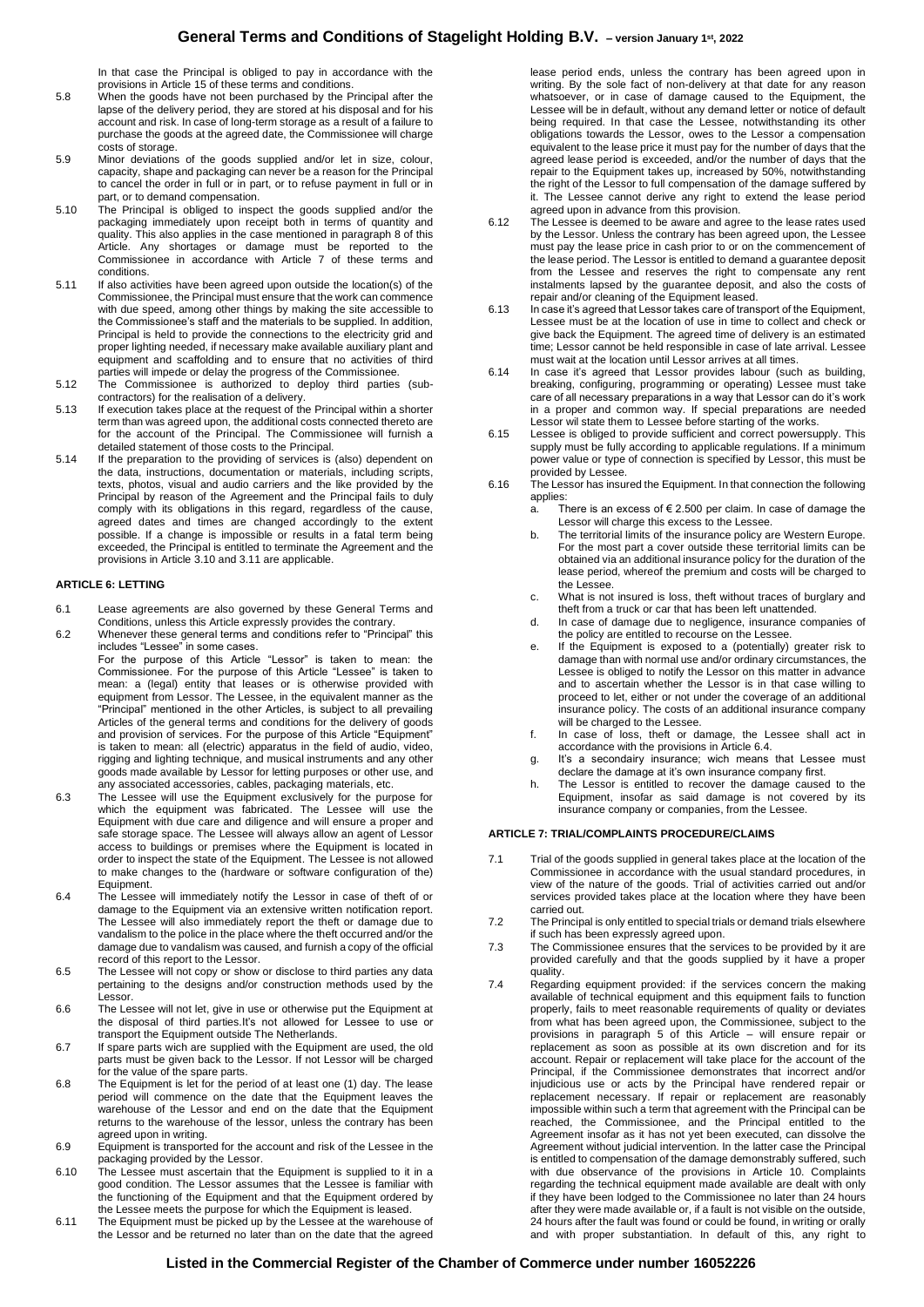In that case the Principal is obliged to pay in accordance with the provisions in Article 15 of these terms and conditions.

5.8 When the goods have not been purchased by the Principal after the lapse of the delivery period, they are stored at his disposal and for his account and risk. In case of long-term storage as a result of a failure to purchase the goods at the agreed date, the Commissionee will charge costs of storage.

5.9 Minor deviations of the goods supplied and/or let in size, colour, capacity, shape and packaging can never be a reason for the Principal to cancel the order in full or in part, or to refuse payment in full or in part, or to demand compensation.

5.10 The Principal is obliged to inspect the goods supplied and/or the packaging immediately upon receipt both in terms of quantity and quality. This also applies in the case mentioned in paragraph 8 of this Article. Any shortages or damage must be reported to the Commissionee in accordance with Article 7 of these terms and conditions.

5.11 If also activities have been agreed upon outside the location(s) of the Commissionee, the Principal must ensure that the work can commence with due speed, among other things by making the site accessible to the Commissionee's staff and the materials to be supplied. In addition, Principal is held to provide the connections to the electricity grid and proper lighting needed, if necessary make available auxiliary plant and equipment and scaffolding and to ensure that no activities of third parties will impede or delay the progress of the Commissionee.

5.12 The Commissionee is authorized to deploy third parties (sub-contractors) for the realisation of a delivery.

5.13 If execution takes place at the request of the Principal within a shorter term than was agreed upon, the additional costs connected thereto are for the account of the Principal. The Commissionee will furnish a detailed statement of those costs to the Principal.

5.14 If the preparation to the providing of services is (also) dependent on the data, instructions, documentation or materials, including scripts, texts, photos, visual and audio carriers and the like provided by the Principal by reason of the Agreement and the Principal fails to duly comply with its obligations in this regard, regardless of the cause, agreed dates and times are changed accordingly to the extent possible. If a change is impossible or results in a fatal term being exceeded, the Principal is entitled to terminate the Agreement and the provisions in Article 3.10 and 3.11 are applicable.

**ARTICLE 6: LETTING**

6.1 Lease agreements are also governed by these General Terms and Conditions, unless this Article expressly provides the contrary.

6.2 Whenever these general terms and conditions refer to "Principal" this includes "Lessee" in some cases.
For the purpose of this Article "Lessor" is taken to mean: the Commissionee. For the purpose of this Article "Lessee" is taken to mean: a (legal) entity that leases or is otherwise provided with equipment from Lessor. The Lessee, in the equivalent manner as the "Principal" mentioned in the other Articles, is subject to all prevailing Articles of the general terms and conditions for the delivery of goods and provision of services. For the purpose of this Article "Equipment" is taken to mean: all (electric) apparatus in the field of audio, video, rigging and lighting technique, and musical instruments and any other goods made available by Lessor for letting purposes or other use, and any associated accessories, cables, packaging materials, etc.

6.3 The Lessee will use the Equipment exclusively for the purpose for which the equipment was fabricated. The Lessee will use the Equipment with due care and diligence and will ensure a proper and safe storage space. The Lessee will always allow an agent of Lessor access to buildings or premises where the Equipment is located in order to inspect the state of the Equipment. The Lessee is not allowed to make changes to the (hardware or software configuration of the) Equipment.

6.4 The Lessee will immediately notify the Lessor in case of theft of or damage to the Equipment via an extensive written notification report. The Lessee will also immediately report the theft or damage due to vandalism to the police in the place where the theft occurred and/or the damage due to vandalism was caused, and furnish a copy of the official record of this report to the Lessor.

6.5 The Lessee will not copy or show or disclose to third parties any data pertaining to the designs and/or construction methods used by the Lessor.

6.6 The Lessee will not let, give in use or otherwise put the Equipment at the disposal of third parties.It's not allowed for Lessee to use or transport the Equipment outside The Netherlands.

6.7 If spare parts wich are supplied with the Equipment are used, the old parts must be given back to the Lessor. If not Lessor will be charged for the value of the spare parts.

6.8 The Equipment is let for the period of at least one (1) day. The lease period will commence on the date that the Equipment leaves the warehouse of the Lessor and end on the date that the Equipment returns to the warehouse of the lessor, unless the contrary has been agreed upon in writing.

6.9 Equipment is transported for the account and risk of the Lessee in the packaging provided by the Lessor.

6.10 The Lessee must ascertain that the Equipment is supplied to it in a good condition. The Lessor assumes that the Lessee is familiar with the functioning of the Equipment and that the Equipment ordered by the Lessee meets the purpose for which the Equipment is leased.

6.11 The Equipment must be picked up by the Lessee at the warehouse of the Lessor and be returned no later than on the date that the agreed lease period ends, unless the contrary has been agreed upon in writing. By the sole fact of non-delivery at that date for any reason whatsoever, or in case of damage caused to the Equipment, the Lessee will be in default, without any demand letter or notice of default being required. In that case the Lessee, notwithstanding its other obligations towards the Lessor, owes to the Lessor a compensation equivalent to the lease price it must pay for the number of days that the agreed lease period is exceeded, and/or the number of days that the repair to the Equipment takes up, increased by 50%, notwithstanding the right of the Lessor to full compensation of the damage suffered by it. The Lessee cannot derive any right to extend the lease period agreed upon in advance from this provision.

6.12 The Lessee is deemed to be aware and agree to the lease rates used by the Lessor. Unless the contrary has been agreed upon, the Lessee must pay the lease price in cash prior to or on the commencement of the lease period. The Lessor is entitled to demand a guarantee deposit from the Lessee and reserves the right to compensate any rent instalments lapsed by the guarantee deposit, and also the costs of repair and/or cleaning of the Equipment leased.

6.13 In case it's agreed that Lessor takes care of transport of the Equipment, Lessee must be at the location of use in time to collect and check or give back the Equipment. The agreed time of delivery is an estimated time; Lessor cannot be held responsible in case of late arrival. Lessee must wait at the location until Lessor arrives at all times.

6.14 In case it's agreed that Lessor provides labour (such as building, breaking, configuring, programming or operating) Lessee must take care of all necessary preparations in a way that Lessor can do it's work in a proper and common way. If special preparations are needed Lessor wil state them to Lessee before starting of the works.

6.15 Lessee is obliged to provide sufficient and correct powersupply. This supply must be fully according to applicable regulations. If a minimum power value or type of connection is specified by Lessor, this must be provided by Lessee.

6.16 The Lessor has insured the Equipment. In that connection the following applies:

a. There is an excess of € 2.500 per claim. In case of damage the Lessor will charge this excess to the Lessee.
b. The territorial limits of the insurance policy are Western Europe. For the most part a cover outside these territorial limits can be obtained via an additional insurance policy for the duration of the lease period, whereof the premium and costs will be charged to the Lessee.
c. What is not insured is loss, theft without traces of burglary and theft from a truck or car that has been left unattended.
d. In case of damage due to negligence, insurance companies of the policy are entitled to recourse on the Lessee.
e. If the Equipment is exposed to a (potentially) greater risk to damage than with normal use and/or ordinary circumstances, the Lessee is obliged to notify the Lessor on this matter in advance and to ascertain whether the Lessor is in that case willing to proceed to let, either or not under the coverage of an additional insurance policy. The costs of an additional insurance company will be charged to the Lessee.
f. In case of loss, theft or damage, the Lessee shall act in accordance with the provisions in Article 6.4.
g. It's a secondairy insurance; wich means that Lessee must declare the damage at it's own insurance company first.
h. The Lessor is entitled to recover the damage caused to the Equipment, insofar as said damage is not covered by its insurance company or companies, from the Lessee.

**ARTICLE 7: TRIAL/COMPLAINTS PROCEDURE/CLAIMS**

7.1 Trial of the goods supplied in general takes place at the location of the Commissionee in accordance with the usual standard procedures, in view of the nature of the goods. Trial of activities carried out and/or services provided takes place at the location where they have been carried out.

7.2 The Principal is only entitled to special trials or demand trials elsewhere if such has been expressly agreed upon.

7.3 The Commissionee ensures that the services to be provided by it are provided carefully and that the goods supplied by it have a proper quality.

7.4 Regarding equipment provided: if the services concern the making available of technical equipment and this equipment fails to function properly, fails to meet reasonable requirements of quality or deviates from what has been agreed upon, the Commissionee, subject to the provisions in paragraph 5 of this Article – will ensure repair or replacement as soon as possible at its own discretion and for its account. Repair or replacement will take place for the account of the Principal, if the Commissionee demonstrates that incorrect and/or injudicious use or acts by the Principal have rendered repair or replacement necessary. If repair or replacement are reasonably impossible within such a term that agreement with the Principal can be reached, the Commissionee, and the Principal entitled to the Agreement insofar as it has not yet been executed, can dissolve the Agreement without judicial intervention. In the latter case the Principal is entitled to compensation of the damage demonstrably suffered, such with due observance of the provisions in Article 10. Complaints regarding the technical equipment made available are dealt with only if they have been lodged to the Commissionee no later than 24 hours after they were made available or, if a fault is not visible on the outside, 24 hours after the fault was found or could be found, in writing or orally and with proper substantiation. In default of this, any right to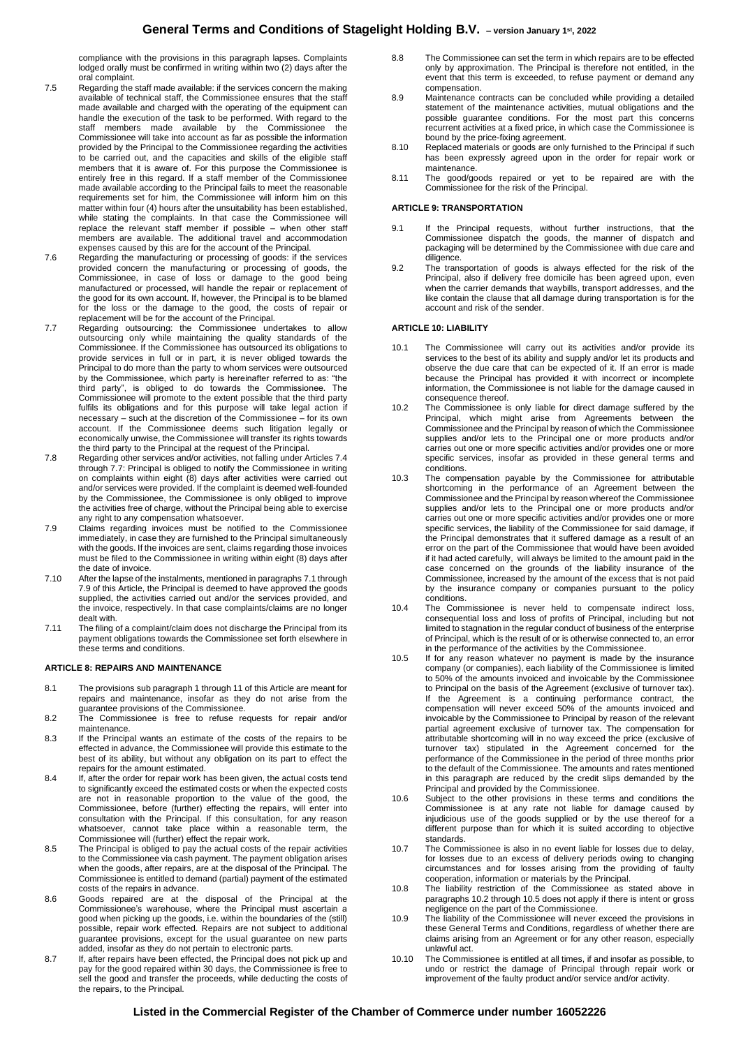compliance with the provisions in this paragraph lapses. Complaints lodged orally must be confirmed in writing within two (2) days after the oral complaint.

7.5 Regarding the staff made available: if the services concern the making available of technical staff, the Commissionee ensures that the staff made available and charged with the operating of the equipment can handle the execution of the task to be performed. With regard to the staff members made available by the Commissionee the Commissionee will take into account as far as possible the information provided by the Principal to the Commissionee regarding the activities to be carried out, and the capacities and skills of the eligible staff members that it is aware of. For this purpose the Commissionee is entirely free in this regard. If a staff member of the Commissionee made available according to the Principal fails to meet the reasonable requirements set for him, the Commissionee will inform him on this matter within four (4) hours after the unsuitability has been established, while stating the complaints. In that case the Commissionee will replace the relevant staff member if possible – when other staff members are available. The additional travel and accommodation expenses caused by this are for the account of the Principal.

7.6 Regarding the manufacturing or processing of goods: if the services provided concern the manufacturing or processing of goods, the Commissionee, in case of loss or damage to the good being manufactured or processed, will handle the repair or replacement of the good for its own account. If, however, the Principal is to be blamed for the loss or the damage to the good, the costs of repair or replacement will be for the account of the Principal.

7.7 Regarding outsourcing: the Commissionee undertakes to allow outsourcing only while maintaining the quality standards of the Commissionee. If the Commissionee has outsourced its obligations to provide services in full or in part, it is never obliged towards the Principal to do more than the party to whom services were outsourced by the Commissionee, which party is hereinafter referred to as: "the third party", is obliged to do towards the Commissionee. The Commissionee will promote to the extent possible that the third party fulfils its obligations and for this purpose will take legal action if necessary – such at the discretion of the Commissionee – for its own account. If the Commissionee deems such litigation legally or economically unwise, the Commissionee will transfer its rights towards the third party to the Principal at the request of the Principal.

7.8 Regarding other services and/or activities, not falling under Articles 7.4 through 7.7: Principal is obliged to notify the Commissionee in writing on complaints within eight (8) days after activities were carried out and/or services were provided. If the complaint is deemed well-founded by the Commissionee, the Commissionee is only obliged to improve the activities free of charge, without the Principal being able to exercise any right to any compensation whatsoever.

7.9 Claims regarding invoices must be notified to the Commissionee immediately, in case they are furnished to the Principal simultaneously with the goods. If the invoices are sent, claims regarding those invoices must be filed to the Commissionee in writing within eight (8) days after the date of invoice.

7.10 After the lapse of the instalments, mentioned in paragraphs 7.1 through 7.9 of this Article, the Principal is deemed to have approved the goods supplied, the activities carried out and/or the services provided, and the invoice, respectively. In that case complaints/claims are no longer dealt with.

7.11 The filing of a complaint/claim does not discharge the Principal from its payment obligations towards the Commissionee set forth elsewhere in these terms and conditions.

#### ARTICLE 8: REPAIRS AND MAINTENANCE

8.1 The provisions sub paragraph 1 through 11 of this Article are meant for repairs and maintenance, insofar as they do not arise from the guarantee provisions of the Commissionee.

8.2 The Commissionee is free to refuse requests for repair and/or maintenance.

8.3 If the Principal wants an estimate of the costs of the repairs to be effected in advance, the Commissionee will provide this estimate to the best of its ability, but without any obligation on its part to effect the repairs for the amount estimated.

8.4 If, after the order for repair work has been given, the actual costs tend to significantly exceed the estimated costs or when the expected costs are not in reasonable proportion to the value of the good, the Commissionee, before (further) effecting the repairs, will enter into consultation with the Principal. If this consultation, for any reason whatsoever, cannot take place within a reasonable term, the Commissionee will (further) effect the repair work.

8.5 The Principal is obliged to pay the actual costs of the repair activities to the Commissionee via cash payment. The payment obligation arises when the goods, after repairs, are at the disposal of the Principal. The Commissionee is entitled to demand (partial) payment of the estimated costs of the repairs in advance.

8.6 Goods repaired are at the disposal of the Principal at the Commissionee's warehouse, where the Principal must ascertain a good when picking up the goods, i.e. within the boundaries of the (still) possible, repair work effected. Repairs are not subject to additional guarantee provisions, except for the usual guarantee on new parts added, insofar as they do not pertain to electronic parts.

8.7 If, after repairs have been effected, the Principal does not pick up and pay for the good repaired within 30 days, the Commissionee is free to sell the good and transfer the proceeds, while deducting the costs of the repairs, to the Principal.

8.8 The Commissionee can set the term in which repairs are to be effected only by approximation. The Principal is therefore not entitled, in the event that this term is exceeded, to refuse payment or demand any compensation.

8.9 Maintenance contracts can be concluded while providing a detailed statement of the maintenance activities, mutual obligations and the possible guarantee conditions. For the most part this concerns recurrent activities at a fixed price, in which case the Commissionee is bound by the price-fixing agreement.

8.10 Replaced materials or goods are only furnished to the Principal if such has been expressly agreed upon in the order for repair work or maintenance.

8.11 The good/goods repaired or yet to be repaired are with the Commissionee for the risk of the Principal.

#### ARTICLE 9: TRANSPORTATION

9.1 If the Principal requests, without further instructions, that the Commissionee dispatch the goods, the manner of dispatch and packaging will be determined by the Commissionee with due care and diligence.

9.2 The transportation of goods is always effected for the risk of the Principal, also if delivery free domicile has been agreed upon, even when the carrier demands that waybills, transport addresses, and the like contain the clause that all damage during transportation is for the account and risk of the sender.

#### ARTICLE 10: LIABILITY

10.1 The Commissionee will carry out its activities and/or provide its services to the best of its ability and supply and/or let its products and observe the due care that can be expected of it. If an error is made because the Principal has provided it with incorrect or incomplete information, the Commissionee is not liable for the damage caused in consequence thereof.

10.2 The Commissionee is only liable for direct damage suffered by the Principal, which might arise from Agreements between the Commissionee and the Principal by reason of which the Commissionee supplies and/or lets to the Principal one or more products and/or carries out one or more specific activities and/or provides one or more specific services, insofar as provided in these general terms and conditions.

10.3 The compensation payable by the Commissionee for attributable shortcoming in the performance of an Agreement between the Commissionee and the Principal by reason whereof the Commissionee supplies and/or lets to the Principal one or more products and/or carries out one or more specific activities and/or provides one or more specific services, the liability of the Commissionee for said damage, if the Principal demonstrates that it suffered damage as a result of an error on the part of the Commissionee that would have been avoided if it had acted carefully, will always be limited to the amount paid in the case concerned on the grounds of the liability insurance of the Commissionee, increased by the amount of the excess that is not paid by the insurance company or companies pursuant to the policy conditions.

10.4 The Commissionee is never held to compensate indirect loss, consequential loss and loss of profits of Principal, including but not limited to stagnation in the regular conduct of business of the enterprise of Principal, which is the result of or is otherwise connected to, an error in the performance of the activities by the Commissionee.

10.5 If for any reason whatever no payment is made by the insurance company (or companies), each liability of the Commissionee is limited to 50% of the amounts invoiced and invoicable by the Commissionee to Principal on the basis of the Agreement (exclusive of turnover tax). If the Agreement is a continuing performance contract, the compensation will never exceed 50% of the amounts invoiced and invoicable by the Commissionee to Principal by reason of the relevant partial agreement exclusive of turnover tax. The compensation for attributable shortcoming will in no way exceed the price (exclusive of turnover tax) stipulated in the Agreement concerned for the performance of the Commissionee in the period of three months prior to the default of the Commissionee. The amounts and rates mentioned in this paragraph are reduced by the credit slips demanded by the Principal and provided by the Commissionee.

10.6 Subject to the other provisions in these terms and conditions the Commissionee is at any rate not liable for damage caused by injudicious use of the goods supplied or by the use thereof for a different purpose than for which it is suited according to objective standards.

10.7 The Commissionee is also in no event liable for losses due to delay, for losses due to an excess of delivery periods owing to changing circumstances and for losses arising from the providing of faulty cooperation, information or materials by the Principal.

10.8 The liability restriction of the Commissionee as stated above in paragraphs 10.2 through 10.5 does not apply if there is intent or gross negligence on the part of the Commissionee.

10.9 The liability of the Commissionee will never exceed the provisions in these General Terms and Conditions, regardless of whether there are claims arising from an Agreement or for any other reason, especially unlawful act.

10.10 The Commissionee is entitled at all times, if and insofar as possible, to undo or restrict the damage of Principal through repair work or improvement of the faulty product and/or service and/or activity.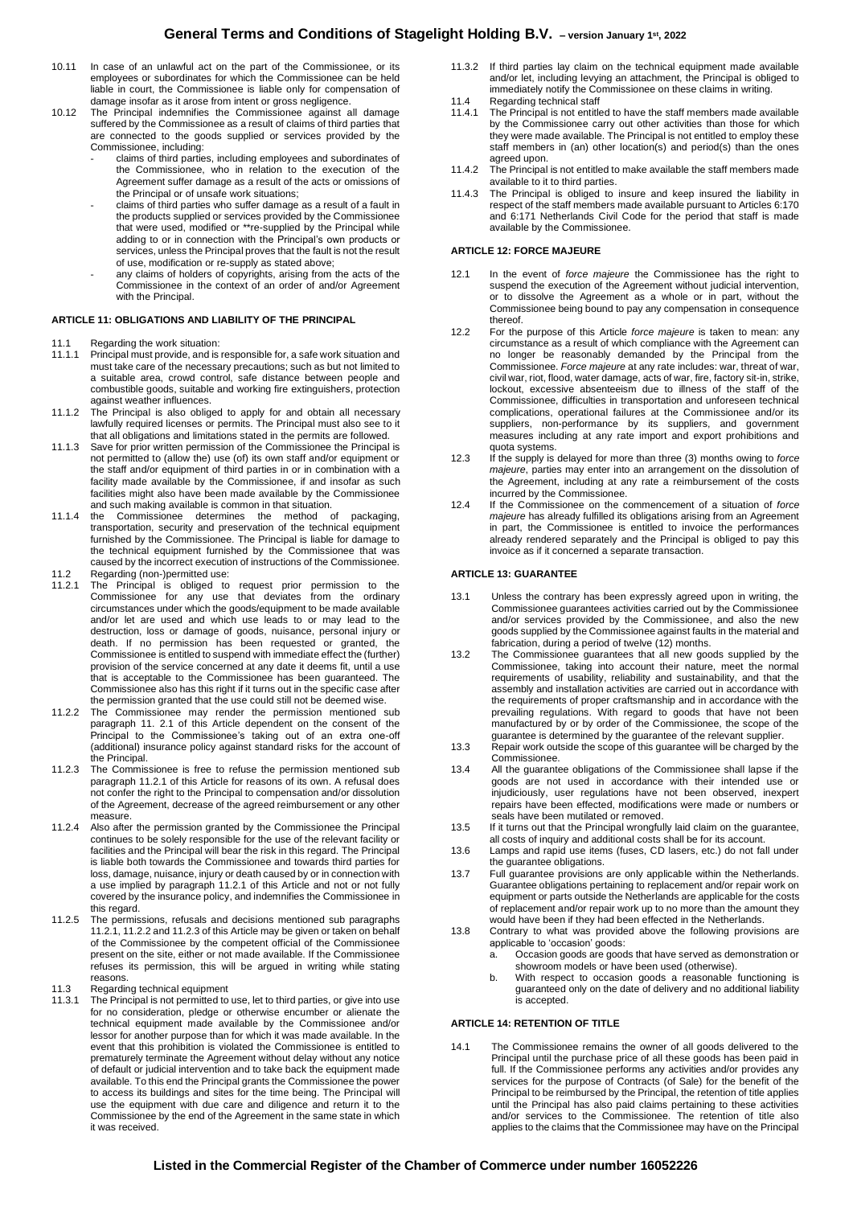10.11 In case of an unlawful act on the part of the Commissionee, or its employees or subordinates for which the Commissionee can be held liable in court, the Commissionee is liable only for compensation of damage insofar as it arose from intent or gross negligence.

10.12 The Principal indemnifies the Commissionee against all damage suffered by the Commissionee as a result of claims of third parties that are connected to the goods supplied or services provided by the Commissionee, including:

- claims of third parties, including employees and subordinates of the Commissionee, who in relation to the execution of the Agreement suffer damage as a result of the acts or omissions of the Principal or of unsafe work situations;
- claims of third parties who suffer damage as a result of a fault in the products supplied or services provided by the Commissionee that were used, modified or **re-supplied by the Principal while adding to or in connection with the Principal's own products or services, unless the Principal proves that the fault is not the result of use, modification or re-supply as stated above;
- any claims of holders of copyrights, arising from the acts of the Commissionee in the context of an order of and/or Agreement with the Principal.

#### ARTICLE 11: OBLIGATIONS AND LIABILITY OF THE PRINCIPAL

11.1 Regarding the work situation:

11.1.1 Principal must provide, and is responsible for, a safe work situation and must take care of the necessary precautions; such as but not limited to a suitable area, crowd control, safe distance between people and combustible goods, suitable and working fire extinguishers, protection against weather influences.

11.1.2 The Principal is also obliged to apply for and obtain all necessary lawfully required licenses or permits. The Principal must also see to it that all obligations and limitations stated in the permits are followed.

11.1.3 Save for prior written permission of the Commissionee the Principal is not permitted to (allow the) use (of) its own staff and/or equipment or the staff and/or equipment of third parties in or in combination with a facility made available by the Commissionee, if and insofar as such facilities might also have been made available by the Commissionee and such making available is common in that situation.

11.1.4 the Commissionee determines the method of packaging, transportation, security and preservation of the technical equipment furnished by the Commissionee. The Principal is liable for damage to the technical equipment furnished by the Commissionee that was caused by the incorrect execution of instructions of the Commissionee.

11.2 Regarding (non-)permitted use:

11.2.1 The Principal is obliged to request prior permission to the Commissionee for any use that deviates from the ordinary circumstances under which the goods/equipment to be made available and/or let are used and which use leads to or may lead to the destruction, loss or damage of goods, nuisance, personal injury or death. If no permission has been requested or granted, the Commissionee is entitled to suspend with immediate effect the (further) provision of the service concerned at any date it deems fit, until a use that is acceptable to the Commissionee has been guaranteed. The Commissionee also has this right if it turns out in the specific case after the permission granted that the use could still not be deemed wise.

11.2.2 The Commissionee may render the permission mentioned sub paragraph 11. 2.1 of this Article dependent on the consent of the Principal to the Commissionee's taking out of an extra one-off (additional) insurance policy against standard risks for the account of the Principal.

11.2.3 The Commissionee is free to refuse the permission mentioned sub paragraph 11.2.1 of this Article for reasons of its own. A refusal does not confer the right to the Principal to compensation and/or dissolution of the Agreement, decrease of the agreed reimbursement or any other measure.

11.2.4 Also after the permission granted by the Commissionee the Principal continues to be solely responsible for the use of the relevant facility or facilities and the Principal will bear the risk in this regard. The Principal is liable both towards the Commissionee and towards third parties for loss, damage, nuisance, injury or death caused by or in connection with a use implied by paragraph 11.2.1 of this Article and not or not fully covered by the insurance policy, and indemnifies the Commissionee in this regard.

11.2.5 The permissions, refusals and decisions mentioned sub paragraphs 11.2.1, 11.2.2 and 11.2.3 of this Article may be given or taken on behalf of the Commissionee by the competent official of the Commissionee present on the site, either or not made available. If the Commissionee refuses its permission, this will be argued in writing while stating reasons.

11.3 Regarding technical equipment

11.3.1 The Principal is not permitted to use, let to third parties, or give into use for no consideration, pledge or otherwise encumber or alienate the technical equipment made available by the Commissionee and/or lessor for another purpose than for which it was made available. In the event that this prohibition is violated the Commissionee is entitled to prematurely terminate the Agreement without delay without any notice of default or judicial intervention and to take back the equipment made available. To this end the Principal grants the Commissionee the power to access its buildings and sites for the time being. The Principal will use the equipment with due care and diligence and return it to the Commissionee by the end of the Agreement in the same state in which it was received.

11.3.2 If third parties lay claim on the technical equipment made available and/or let, including levying an attachment, the Principal is obliged to immediately notify the Commissionee on these claims in writing.

11.4 Regarding technical staff

11.4.1 The Principal is not entitled to have the staff members made available by the Commissionee carry out other activities than those for which they were made available. The Principal is not entitled to employ these staff members in (an) other location(s) and period(s) than the ones agreed upon.

11.4.2 The Principal is not entitled to make available the staff members made available to it to third parties.

11.4.3 The Principal is obliged to insure and keep insured the liability in respect of the staff members made available pursuant to Articles 6:170 and 6:171 Netherlands Civil Code for the period that staff is made available by the Commissionee.

#### ARTICLE 12: FORCE MAJEURE

12.1 In the event of *force majeure* the Commissionee has the right to suspend the execution of the Agreement without judicial intervention, or to dissolve the Agreement as a whole or in part, without the Commissionee being bound to pay any compensation in consequence thereof.

12.2 For the purpose of this Article *force majeure* is taken to mean: any circumstance as a result of which compliance with the Agreement can no longer be reasonably demanded by the Principal from the Commissionee. *Force majeure* at any rate includes: war, threat of war, civil war, riot, flood, water damage, acts of war, fire, factory sit-in, strike, lockout, excessive absenteeism due to illness of the staff of the Commissionee, difficulties in transportation and unforeseen technical complications, operational failures at the Commissionee and/or its suppliers, non-performance by its suppliers, and government measures including at any rate import and export prohibitions and quota systems.

12.3 If the supply is delayed for more than three (3) months owing to *force majeure*, parties may enter into an arrangement on the dissolution of the Agreement, including at any rate a reimbursement of the costs incurred by the Commissionee.

12.4 If the Commissionee on the commencement of a situation of *force majeure* has already fulfilled its obligations arising from an Agreement in part, the Commissionee is entitled to invoice the performances already rendered separately and the Principal is obliged to pay this invoice as if it concerned a separate transaction.

#### ARTICLE 13: GUARANTEE

13.1 Unless the contrary has been expressly agreed upon in writing, the Commissionee guarantees activities carried out by the Commissionee and/or services provided by the Commissionee, and also the new goods supplied by the Commissionee against faults in the material and fabrication, during a period of twelve (12) months.

13.2 The Commissionee guarantees that all new goods supplied by the Commissionee, taking into account their nature, meet the normal requirements of usability, reliability and sustainability, and that the assembly and installation activities are carried out in accordance with the requirements of proper craftsmanship and in accordance with the prevailing regulations. With regard to goods that have not been manufactured by or by order of the Commissionee, the scope of the guarantee is determined by the guarantee of the relevant supplier.

13.3 Repair work outside the scope of this guarantee will be charged by the Commissionee.

13.4 All the guarantee obligations of the Commissionee shall lapse if the goods are not used in accordance with their intended use or injudiciously, user regulations have not been observed, inexpert repairs have been effected, modifications were made or numbers or seals have been mutilated or removed.

13.5 If it turns out that the Principal wrongfully laid claim on the guarantee, all costs of inquiry and additional costs shall be for its account.

13.6 Lamps and rapid use items (fuses, CD lasers, etc.) do not fall under the guarantee obligations.

13.7 Full guarantee provisions are only applicable within the Netherlands. Guarantee obligations pertaining to replacement and/or repair work on equipment or parts outside the Netherlands are applicable for the costs of replacement and/or repair work up to no more than the amount they would have been if they had been effected in the Netherlands.

13.8 Contrary to what was provided above the following provisions are applicable to 'occasion' goods:

a. Occasion goods are goods that have served as demonstration or showroom models or have been used (otherwise).
b. With respect to occasion goods a reasonable functioning is guaranteed only on the date of delivery and no additional liability is accepted.

#### ARTICLE 14: RETENTION OF TITLE

14.1 The Commissionee remains the owner of all goods delivered to the Principal until the purchase price of all these goods has been paid in full. If the Commissionee performs any activities and/or provides any services for the purpose of Contracts (of Sale) for the benefit of the Principal to be reimbursed by the Principal, the retention of title applies until the Principal has also paid claims pertaining to these activities and/or services to the Commissionee. The retention of title also applies to the claims that the Commissionee may have on the Principal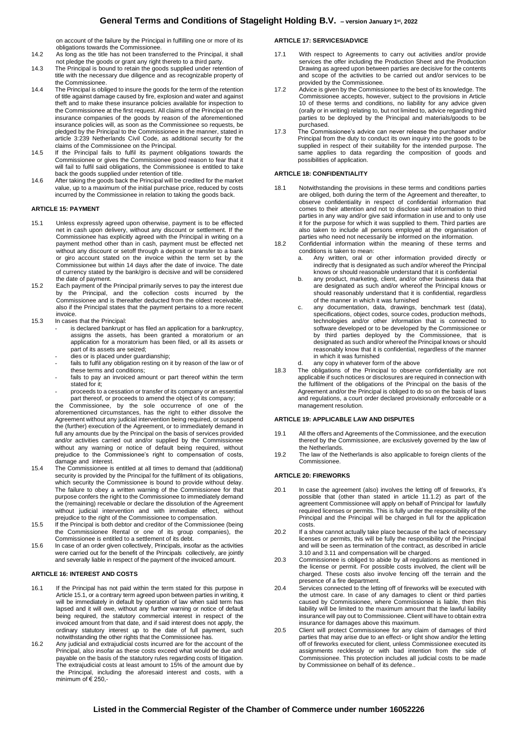on account of the failure by the Principal in fulfilling one or more of its obligations towards the Commissionee.

14.2 As long as the title has not been transferred to the Principal, it shall not pledge the goods or grant any right thereto to a third party.

14.3 The Principal is bound to retain the goods supplied under retention of title with the necessary due diligence and as recognizable property of the Commissionee.

14.4 The Principal is obliged to insure the goods for the term of the retention of title against damage caused by fire, explosion and water and against theft and to make these insurance policies available for inspection to the Commissionee at the first request. All claims of the Principal on the insurance companies of the goods by reason of the aforementioned insurance policies will, as soon as the Commissionee so requests, be pledged by the Principal to the Commissionee in the manner, stated in article 3:239 Netherlands Civil Code, as additional security for the claims of the Commissionee on the Principal.

14.5 If the Principal fails to fulfil its payment obligations towards the Commissionee or gives the Commissionee good reason to fear that it will fail to fulfil said obligations, the Commissionee is entitled to take back the goods supplied under retention of title.

14.6 After taking the goods back the Principal will be credited for the market value, up to a maximum of the initial purchase price, reduced by costs incurred by the Commissionee in relation to taking the goods back.

## ARTICLE 15: PAYMENT

15.1 Unless expressly agreed upon otherwise, payment is to be effected net in cash upon delivery, without any discount or settlement. If the Commissionee has explicitly agreed with the Principal in writing on a payment method other than in cash, payment must be effected net without any discount or setoff through a deposit or transfer to a bank or giro account stated on the invoice within the term set by the Commissionee but within 14 days after the date of invoice. The date of currency stated by the bank/giro is decisive and will be considered the date of payment.

15.2 Each payment of the Principal primarily serves to pay the interest due by the Principal, and the collection costs incurred by the Commissionee and is thereafter deducted from the oldest receivable, also if the Principal states that the payment pertains to a more recent invoice.

15.3 In cases that the Principal:

- is declared bankrupt or has filed an application for a bankruptcy, assigns the assets, has been granted a moratorium or an application for a moratorium has been filed, or all its assets or part of its assets are seized;
- dies or is placed under guardianship;
- fails to fulfil any obligation resting on it by reason of the law or of these terms and conditions;
- fails to pay an invoiced amount or part thereof within the term stated for it;
- proceeds to a cessation or transfer of its company or an essential part thereof, or proceeds to amend the object of its company;

the Commissionee, by the sole occurrence of one of the aforementioned circumstances, has the right to either dissolve the Agreement without any judicial intervention being required, or suspend the (further) execution of the Agreement, or to immediately demand in full any amounts due by the Principal on the basis of services provided and/or activities carried out and/or supplied by the Commissionee without any warning or notice of default being required, without prejudice to the Commissionee's right to compensation of costs, damage and interest.

15.4 The Commissionee is entitled at all times to demand that (additional) security is provided by the Principal for the fulfilment of its obligations, which security the Commissionee is bound to provide without delay. The failure to obey a written warning of the Commissionee for that purpose confers the right to the Commissionee to immediately demand the (remaining) receivable or declare the dissolution of the Agreement without judicial intervention and with immediate effect, without prejudice to the right of the Commissionee to compensation.

15.5 If the Principal is both debtor and creditor of the Commissionee (being the Commissionee Rental or one of its group companies), the Commissionee is entitled to a settlement of its debt.

15.6 In case of an order given collectively, Principals, insofar as the activities were carried out for the benefit of the Principals collectively, are jointly and severally liable in respect of the payment of the invoiced amount.

## ARTICLE 16: INTEREST AND COSTS

16.1 If the Principal has not paid within the term stated for this purpose in Article 15.1, or a contrary term agreed upon between parties in writing, it will be immediately in default by operation of law when said term has lapsed and it will owe, without any further warning or notice of default being required, the statutory commercial interest in respect of the invoiced amount from that date, and if said interest does not apply, the ordinary statutory interest up to the date of full payment, such notwithstanding the other rights that the Commissionee has.

16.2 Any judicial and extrajudicial costs incurred are for the account of the Principal, also insofar as these costs exceed what would be due and payable on the basis of the statutory rules regarding costs of litigation. The extrajudicial costs at least amount to 15% of the amount due by the Principal, including the aforesaid interest and costs, with a minimum of € 250,-

## ARTICLE 17: SERVICES/ADVICE

17.1 With respect to Agreements to carry out activities and/or provide services the offer including the Production Sheet and the Production Drawing as agreed upon between parties are decisive for the contents and scope of the activities to be carried out and/or services to be provided by the Commissionee.

17.2 Advice is given by the Commissionee to the best of its knowledge. The Commissionee accepts, however, subject to the provisions in Article 10 of these terms and conditions, no liability for any advice given (orally or in writing) relating to, but not limited to, advice regarding third parties to be deployed by the Principal and materials/goods to be purchased.

17.3 The Commissionee's advice can never release the purchaser and/or Principal from the duty to conduct its own inquiry into the goods to be supplied in respect of their suitability for the intended purpose. The same applies to data regarding the composition of goods and possibilities of application.

## ARTICLE 18: CONFIDENTIALITY

18.1 Notwithstanding the provisions in these terms and conditions parties are obliged, both during the term of the Agreement and thereafter, to observe confidentiality in respect of confidential information that comes to their attention and not to disclose said information to third parties in any way and/or give said information in use and to only use it for the purpose for which it was supplied to them. Third parties are also taken to include all persons employed at the organisation of parties who need not necessarily be informed on the information.

18.2 Confidential information within the meaning of these terms and conditions is taken to mean:

a. Any written, oral or other information provided directly or indirectly that is designated as such and/or whereof the Principal knows or should reasonable understand that it is confidential

b. any product, marketing, client, and/or other business data that are designated as such and/or whereof the Principal knows or should reasonably understand that it is confidential, regardless of the manner in which it was furnished

c. any documentation, data, drawings, benchmark test (data), specifications, object codes, source codes, production methods, technologies and/or other information that is connected to software developed or to be developed by the Commissionee or by third parties deployed by the Commissionee, that is designated as such and/or whereof the Principal knows or should reasonably know that it is confidential, regardless of the manner in which it was furnished

d. any copy in whatever form of the above

18.3 The obligations of the Principal to observe confidentiality are not applicable if such notices or disclosures are required in connection with the fulfilment of the obligations of the Principal on the basis of the Agreement and/or the Principal is obliged to do so on the basis of laws and regulations, a court order declared provisionally enforceable or a management resolution.

## ARTICLE 19: APPLICABLE LAW AND DISPUTES

19.1 All the offers and Agreements of the Commissionee, and the execution thereof by the Commissionee, are exclusively governed by the law of the Netherlands.

19.2 The law of the Netherlands is also applicable to foreign clients of the Commissionee.

## ARTICLE 20: FIREWORKS

20.1 In case the agreement (also) involves the letting off of fireworks, it's possible that (other than stated in article 11.1.2) as part of the agreement Commissionee will apply on behalf of Principal for lawfully required licenses or permits. This is fully under the responsibility of the Principal and the Principal will be charged in full for the application costs.

20.2 If a show cannot actually take place because of the lack of necessary licenses or permits, this will be fully the responsibility of the Principal and will be seen as termination of the contract, as described in article 3.10 and 3.11 and compensation will be charged.

20.3 Commissionee is obliged to abide by all regulations as mentioned in the license or permit. For possible costs involved, the client will be charged. These costs also involve fencing off the terrain and the presence of a fire department.

20.4 Services connected to the letting off of fireworks will be executed with the utmost care. In case of any damages to client or third parties caused by Commissionee, where Commissionee is liable, then this liability will be limited to the maximum amount that the lawful liability insurance will pay out to Commissionee. Client will have to obtain extra insurance for damages above this maximum.

20.5 Client will protect Commissionee for any claim of damages of third parties that may arise due to an effect- or light show and/or the letting off of fireworks executed for client, unless Commissionee executed its assignments recklessly or with bad intention from the side of Commissionee. This protection includes all judicial costs to be made by Commissionee on behalf of its defence..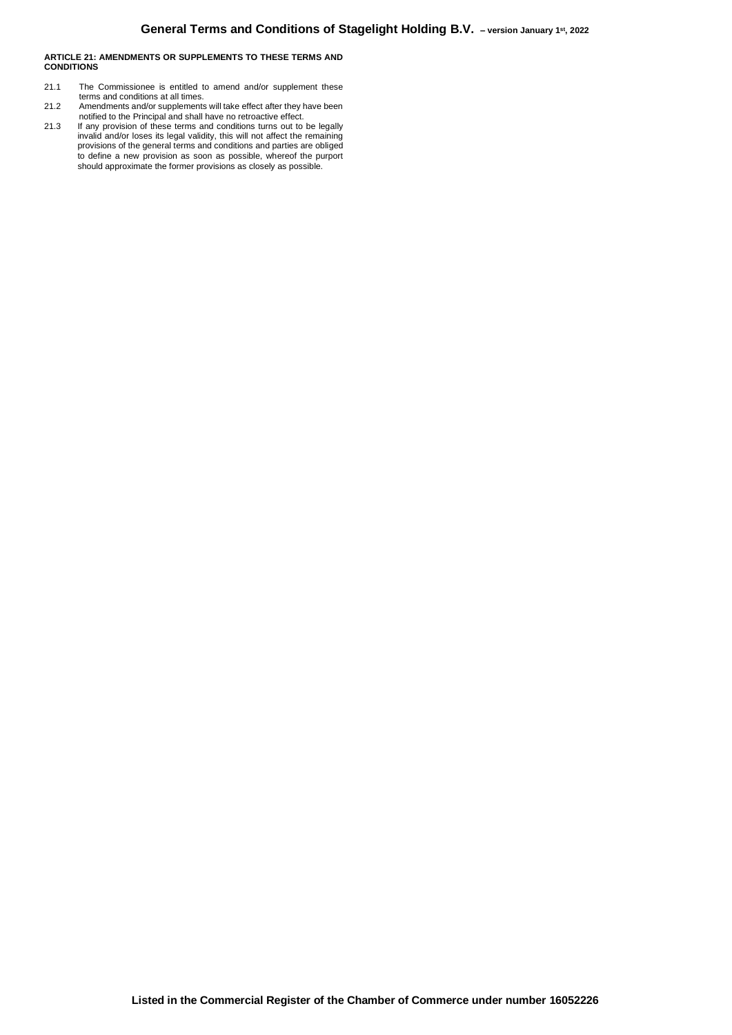### ARTICLE 21: AMENDMENTS OR SUPPLEMENTS TO THESE TERMS AND CONDITIONS

21.1 The Commissionee is entitled to amend and/or supplement these terms and conditions at all times.

21.2 Amendments and/or supplements will take effect after they have been notified to the Principal and shall have no retroactive effect.

21.3 If any provision of these terms and conditions turns out to be legally invalid and/or loses its legal validity, this will not affect the remaining provisions of the general terms and conditions and parties are obliged to define a new provision as soon as possible, whereof the purport should approximate the former provisions as closely as possible.